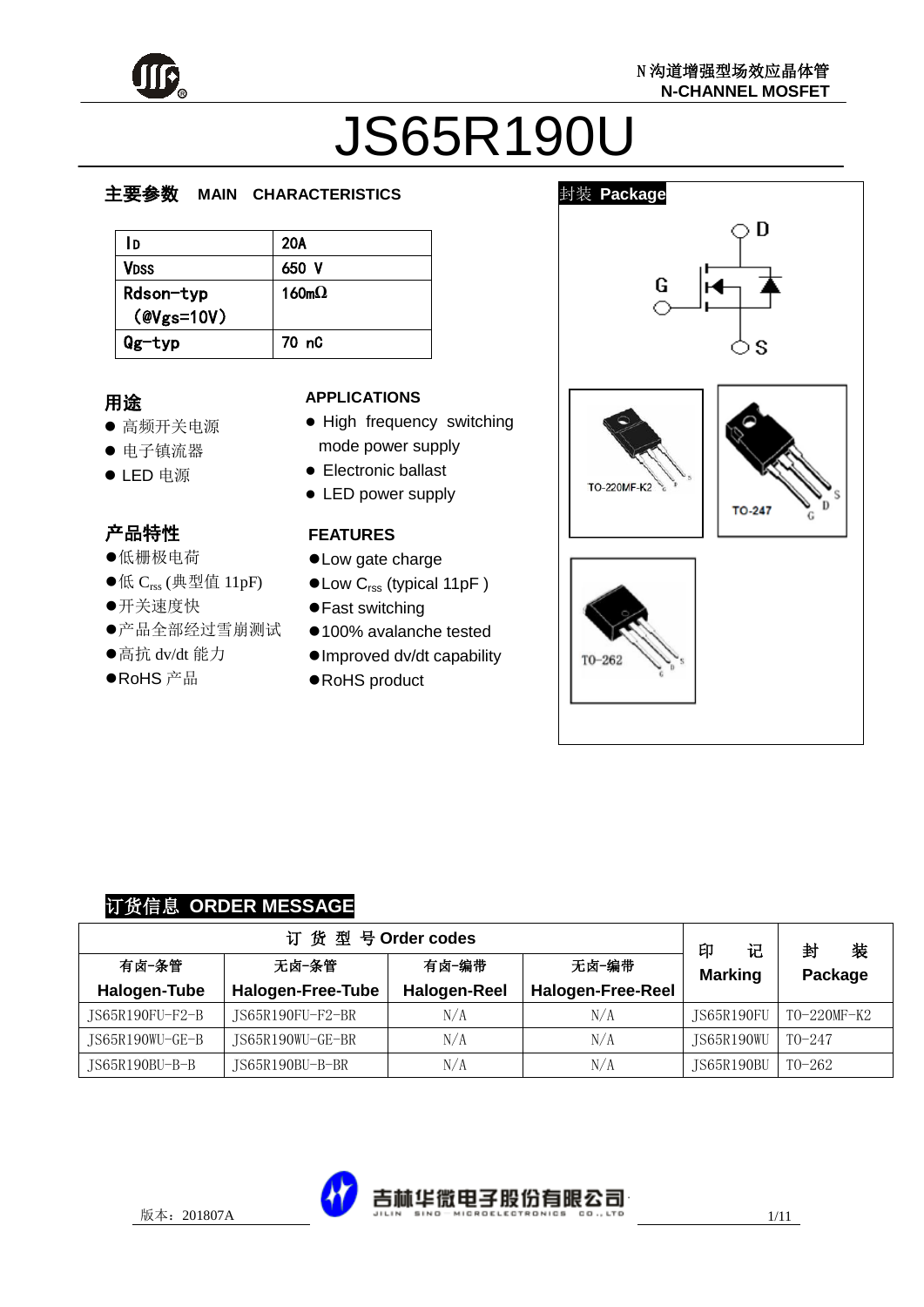N沟道增强型场效应晶体管
N-CHANNEL MOSFET

# JS65R190U

## 主要参数 MAIN CHARACTERISTICS

| | |
|---|---|
| $I_D$ | 20A |
| $V_{DSS}$ | 650 V |
| Rdson-typ (@Vgs=10V) | 160mΩ |
| Qg-typ | 70 nC |

## 用途

- 高频开关电源
- 电子镇流器
- LED 电源

## APPLICATIONS

- High frequency switching mode power supply
- Electronic ballast
- LED power supply

## 产品特性

- 低栅极电荷
- 低 $C_{rss}$ (典型值 11pF)
- 开关速度快
- 产品全部经过雪崩测试
- 高抗 dv/dt 能力
- RoHS 产品

## FEATURES

- Low gate charge
- Low $C_{rss}$ (typical 11pF )
- Fast switching
- 100% avalanche tested
- Improved dv/dt capability
- RoHS product

## 封装 Package

D
G
S

TO-220MF-K2
TO-247
TO-262

## 订货信息 ORDER MESSAGE

| 订 货 型 号 Order codes | | | | 印 记 Marking | 封 装 Package |
|---|---|---|---|---|---|
| 有卤-条管 Halogen-Tube | 无卤-条管 Halogen-Free-Tube | 有卤-编带 Halogen-Reel | 无卤-编带 Halogen-Free-Reel | | |
| JS65R190FU-F2-B | JS65R190FU-F2-BR | N/A | N/A | JS65R190FU | TO-220MF-K2 |
| JS65R190WU-GE-B | JS65R190WU-GE-BR | N/A | N/A | JS65R190WU | TO-247 |
| JS65R190BU-B-B | JS65R190BU-B-BR | N/A | N/A | JS65R190BU | TO-262 |

版本：201807A

吉林华微电子股份有限公司
JILIN SINO MICROELECTRONICS CO., LTD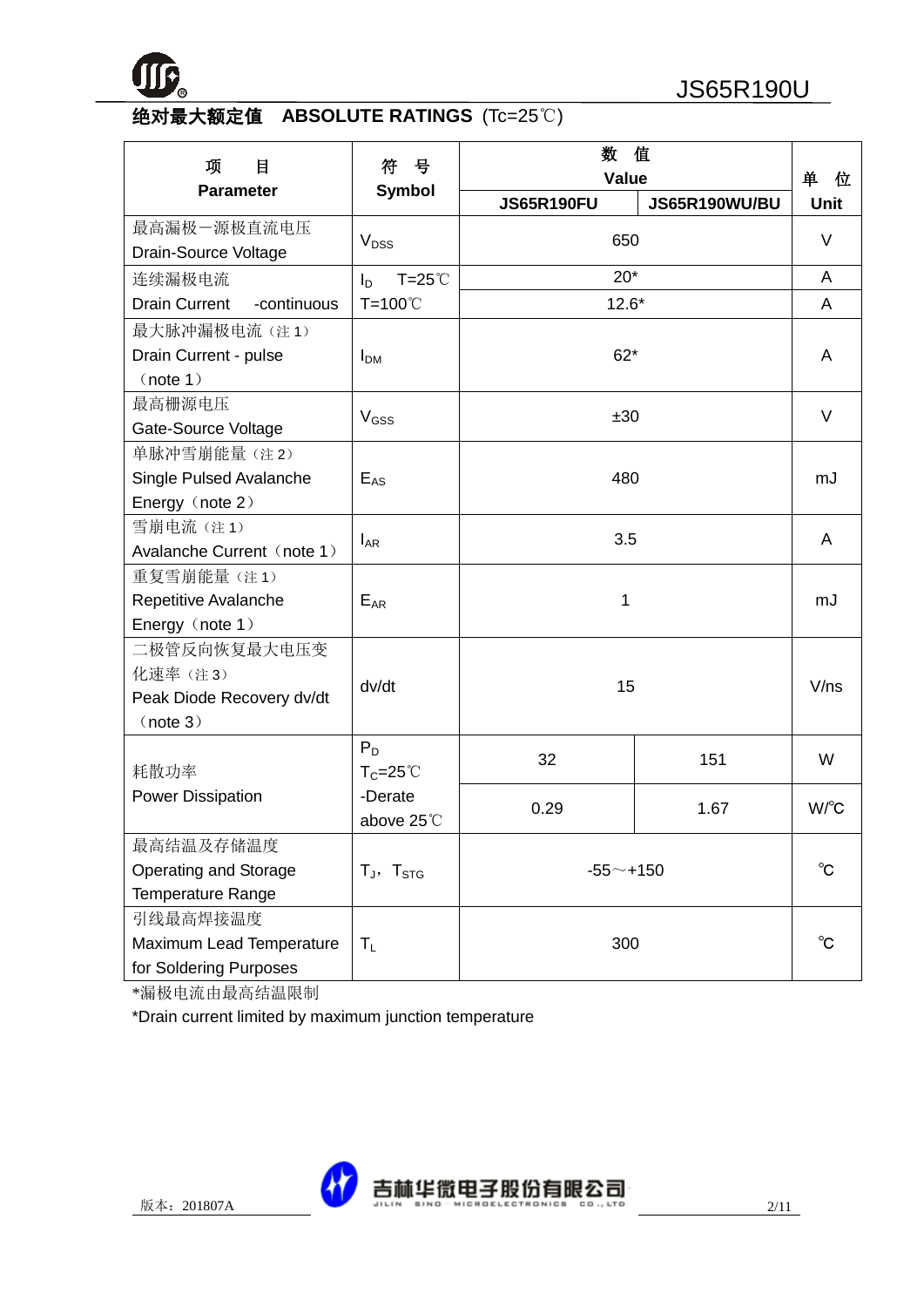## 绝对最大额定值　ABSOLUTE RATINGS (Tc=25℃)

| 项　　目 Parameter | 符　号 Symbol | 数　值 Value JS65R190FU | JS65R190WU/BU | 单　位 Unit |
|---|---|---|---|---|
| 最高漏极一源极直流电压 Drain-Source Voltage | $V_{DSS}$ | 650 | | V |
| 连续漏极电流 Drain Current -continuous | $I_D$ T=25℃ | 20* | | A |
| | T=100℃ | 12.6* | | A |
| 最大脉冲漏极电流（注 1） Drain Current - pulse （note 1） | $I_{DM}$ | 62* | | A |
| 最高栅源电压 Gate-Source Voltage | $V_{GSS}$ | ±30 | | V |
| 单脉冲雪崩能量（注 2） Single Pulsed Avalanche Energy（note 2） | $E_{AS}$ | 480 | | mJ |
| 雪崩电流（注 1） Avalanche Current（note 1） | $I_{AR}$ | 3.5 | | A |
| 重复雪崩能量（注 1） Repetitive Avalanche Energy（note 1） | $E_{AR}$ | 1 | | mJ |
| 二极管反向恢复最大电压变化速率（注 3） Peak Diode Recovery dv/dt （note 3） | dv/dt | 15 | | V/ns |
| 耗散功率 Power Dissipation | $P_D$ $T_C$=25℃ | 32 | 151 | W |
| | -Derate above 25℃ | 0.29 | 1.67 | W/℃ |
| 最高结温及存储温度 Operating and Storage Temperature Range | $T_J$，$T_{STG}$ | -55～+150 | | ℃ |
| 引线最高焊接温度 Maximum Lead Temperature for Soldering Purposes | $T_L$ | 300 | | ℃ |

*漏极电流由最高结温限制

*Drain current limited by maximum junction temperature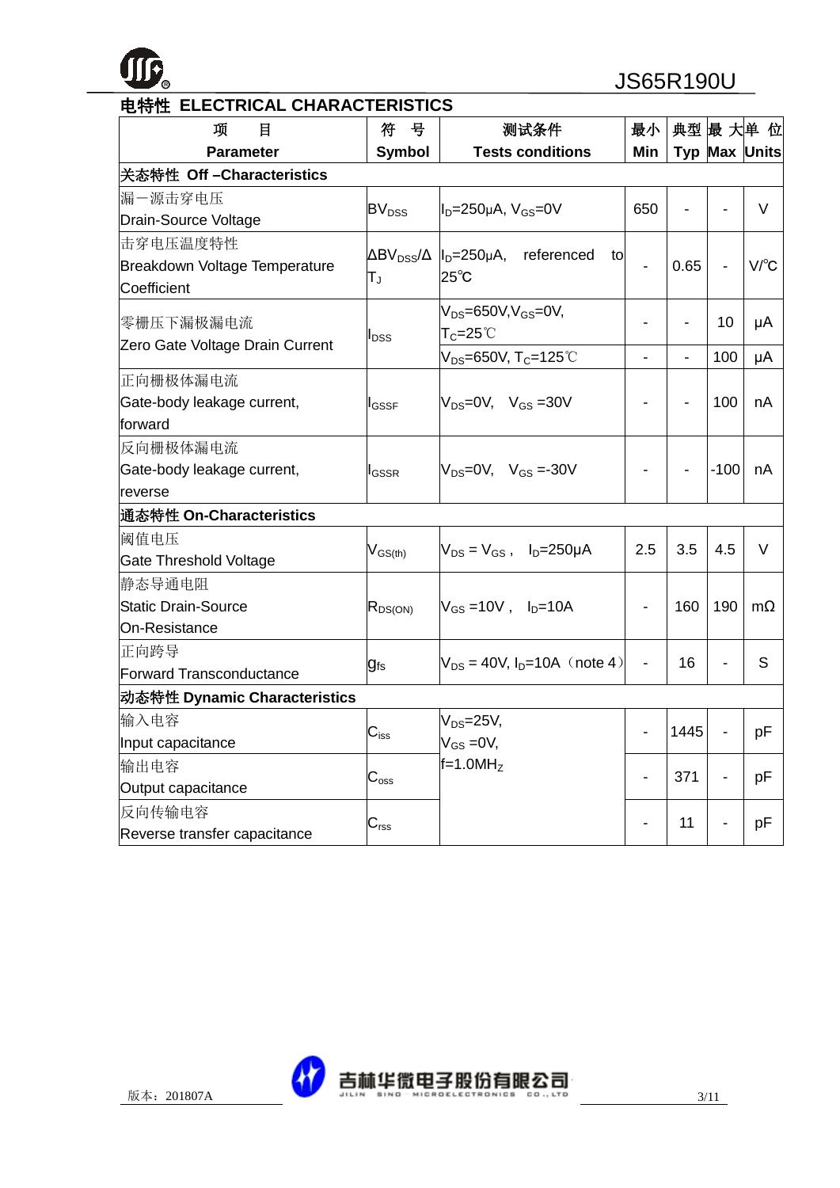## 电特性 ELECTRICAL CHARACTERISTICS

| 项　目<br>Parameter | 符　号<br>Symbol | 测试条件<br>Tests conditions | 最小<br>Min | 典型<br>Typ | 最大<br>Max | 单位<br>Units |
|---|---|---|---|---|---|---|
| **关态特性 Off –Characteristics** | | | | | | |
| 漏一源击穿电压<br>Drain-Source Voltage | $BV_{DSS}$ | $I_D$=250μA, $V_{GS}$=0V | 650 | - | - | V |
| 击穿电压温度特性<br>Breakdown Voltage Temperature Coefficient | $\Delta BV_{DSS}/\Delta T_J$ | $I_D$=250μA, referenced to 25℃ | - | 0.65 | - | V/℃ |
| 零栅压下漏极漏电流<br>Zero Gate Voltage Drain Current | $I_{DSS}$ | $V_{DS}$=650V,$V_{GS}$=0V, $T_C$=25℃ | - | - | 10 | μA |
| | | $V_{DS}$=650V, $T_C$=125℃ | - | - | 100 | μA |
| 正向栅极体漏电流<br>Gate-body leakage current, forward | $I_{GSSF}$ | $V_{DS}$=0V, $V_{GS}$ =30V | - | - | 100 | nA |
| 反向栅极体漏电流<br>Gate-body leakage current, reverse | $I_{GSSR}$ | $V_{DS}$=0V, $V_{GS}$ =-30V | - | - | -100 | nA |
| **通态特性 On-Characteristics** | | | | | | |
| 阈值电压<br>Gate Threshold Voltage | $V_{GS(th)}$ | $V_{DS}$ = $V_{GS}$ , $I_D$=250μA | 2.5 | 3.5 | 4.5 | V |
| 静态导通电阻<br>Static Drain-Source On-Resistance | $R_{DS(ON)}$ | $V_{GS}$ =10V , $I_D$=10A | - | 160 | 190 | mΩ |
| 正向跨导<br>Forward Transconductance | $g_{fs}$ | $V_{DS}$ = 40V, $I_D$=10A（note 4） | - | 16 | - | S |
| **动态特性 Dynamic Characteristics** | | | | | | |
| 输入电容<br>Input capacitance | $C_{iss}$ | $V_{DS}$=25V, $V_{GS}$ =0V, f=1.0MHz | - | 1445 | - | pF |
| 输出电容<br>Output capacitance | $C_{oss}$ | | - | 371 | - | pF |
| 反向传输电容<br>Reverse transfer capacitance | $C_{rss}$ | | - | 11 | - | pF |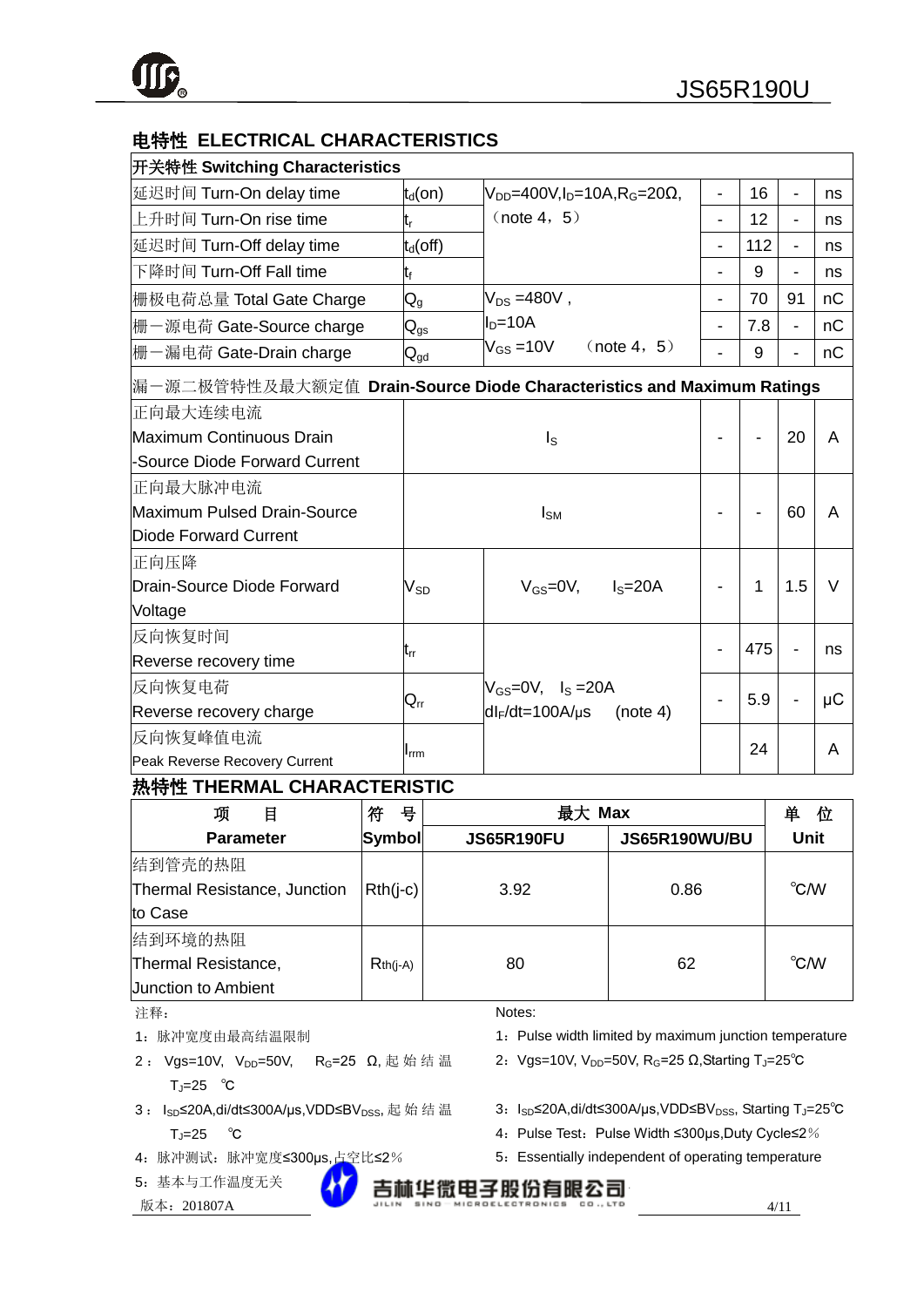## 电特性 ELECTRICAL CHARACTERISTICS

| 开关特性 Switching Characteristics | | | | | | |
|---|---|---|---|---|---|---|
| 延迟时间 Turn-On delay time | $t_d(on)$ | $V_{DD}$=400V,$I_D$=10A,$R_G$=20Ω,（note 4，5） | - | 16 | - | ns |
| 上升时间 Turn-On rise time | $t_r$ | | - | 12 | - | ns |
| 延迟时间 Turn-Off delay time | $t_d(off)$ | | - | 112 | - | ns |
| 下降时间 Turn-Off Fall time | $t_f$ | | - | 9 | - | ns |
| 栅极电荷总量 Total Gate Charge | $Q_g$ | $V_{DS}$ =480V，$I_D$=10A，$V_{GS}$ =10V （note 4，5） | - | 70 | 91 | nC |
| 栅一源电荷 Gate-Source charge | $Q_{gs}$ | | - | 7.8 | - | nC |
| 栅一漏电荷 Gate-Drain charge | $Q_{gd}$ | | - | 9 | - | nC |
| 漏一源二极管特性及最大额定值 **Drain-Source Diode Characteristics and Maximum Ratings** | | | | | | |
| 正向最大连续电流 Maximum Continuous Drain -Source Diode Forward Current | $I_S$ | | - | - | 20 | A |
| 正向最大脉冲电流 Maximum Pulsed Drain-Source Diode Forward Current | $I_{SM}$ | | - | - | 60 | A |
| 正向压降 Drain-Source Diode Forward Voltage | $V_{SD}$ | $V_{GS}$=0V, $I_S$=20A | - | 1 | 1.5 | V |
| 反向恢复时间 Reverse recovery time | $t_{rr}$ | $V_{GS}$=0V, $I_S$ =20A $dI_F/dt$=100A/μs (note 4) | - | 475 | - | ns |
| 反向恢复电荷 Reverse recovery charge | $Q_{rr}$ | | - | 5.9 | - | μC |
| 反向恢复峰值电流 Peak Reverse Recovery Current | $I_{rrm}$ | | | 24 | | A |

## 热特性 THERMAL CHARACTERISTIC

| 项 目 Parameter | 符 号 Symbol | 最大 Max JS65R190FU | 最大 Max JS65R190WU/BU | 单 位 Unit |
|---|---|---|---|---|
| 结到管壳的热阻 Thermal Resistance, Junction to Case | Rth(j-c) | 3.92 | 0.86 | ℃/W |
| 结到环境的热阻 Thermal Resistance, Junction to Ambient | Rth(j-A) | 80 | 62 | ℃/W |

注释：

1：脉冲宽度由最高结温限制

2：Vgs=10V, $V_{DD}$=50V, $R_G$=25 Ω, 起始结温 $T_J$=25 ℃

3：$I_{SD}$≤20A,di/dt≤300A/μs,VDD≤$BV_{DSS}$, 起始结温 $T_J$=25 ℃

4：脉冲测试：脉冲宽度≤300μs,占空比≤2％

5：基本与工作温度无关

Notes:

1：Pulse width limited by maximum junction temperature

2：Vgs=10V, $V_{DD}$=50V, $R_G$=25 Ω,Starting $T_J$=25℃

3：$I_{SD}$≤20A,di/dt≤300A/μs,VDD≤$BV_{DSS}$, Starting $T_J$=25℃

4：Pulse Test：Pulse Width ≤300μs,Duty Cycle≤2％

5：Essentially independent of operating temperature

版本：201807A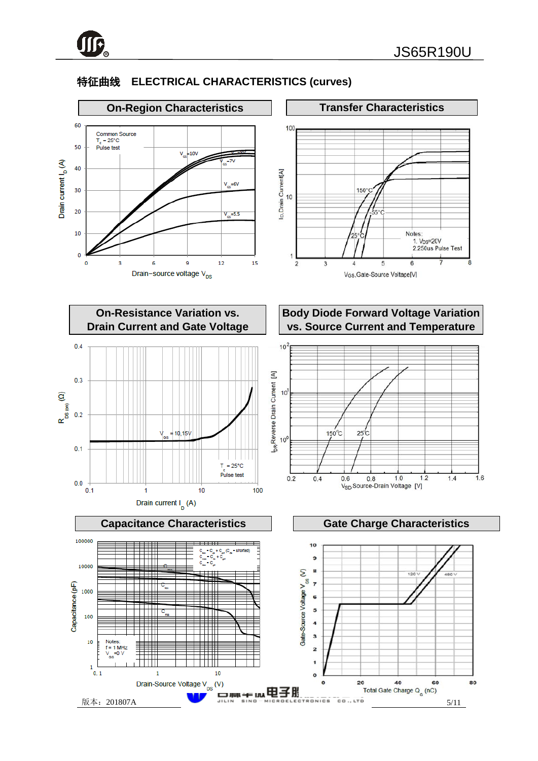## 特征曲线　ELECTRICAL CHARACTERISTICS (curves)

### On-Region Characteristics

Common Source
$T_c$ = 25°C
Pulse test

$V_{GS}$=10V, $V_{GS}$=8V, $V_{GS}$=7V, $V_{GS}$=6V, $V_{GS}$=5.5

Drain current $I_D$ (A)

Drain−source voltage $V_{DS}$

### Transfer Characteristics

150°C, -55°C, 25°C

Notes:
1. $V_{DS}$=20V
2. 250us Pulse Test

$I_D$,Drain Current[A]

$V_{GS}$,Gate-Source Voltage[V]

### On-Resistance Variation vs. Drain Current and Gate Voltage

$V_{GS}$ = 10,15V

$T_c$ = 25°C
Pulse test

$R_{DS(on)}$ (Ω)

Drain current $I_D$ (A)

### Body Diode Forward Voltage Variation vs. Source Current and Temperature

150°C, 25°C

$I_{DR}$,Reverse Drain Current [A]

$V_{SD}$,Source-Drain Voltage [V]

### Capacitance Characteristics

$C_{iss}$ = $C_{gs}$ + $C_{gd}$ ($C_{ds}$ = shorted)
$C_{oss}$ = $C_{ds}$ + $C_{gd}$
$C_{rss}$ = $C_{gd}$

Notes:
f = 1 MHz
$V_{GS}$ =0 V

Capacitance (pF)

Drain-Source Voltage $V_{DS}$ (V)

### Gate Charge Characteristics

120 V, 480 V

Gate-Source Voltage $V_{GS}$ (V)

Total Gate Charge $Q_G$ (nC)

版本：201807A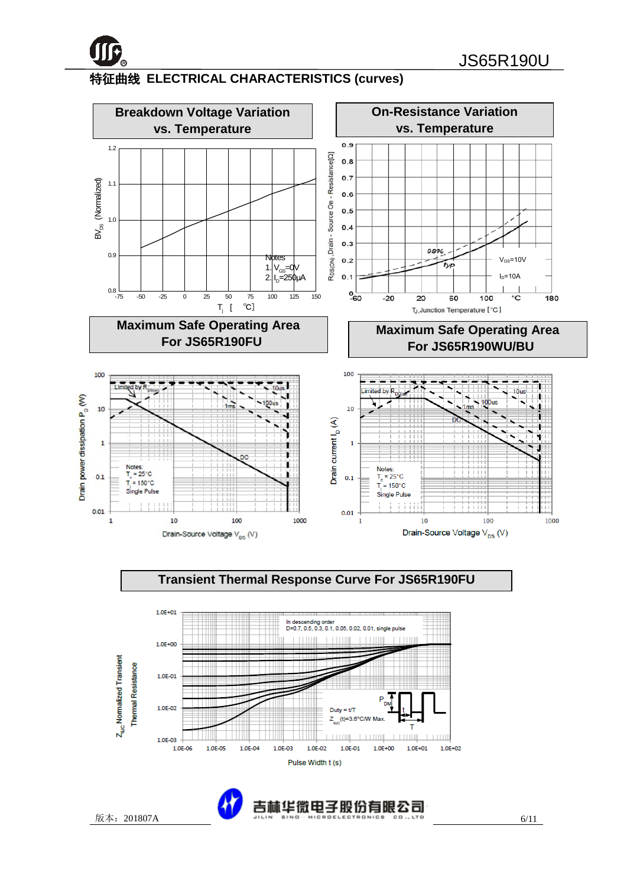## 特征曲线 ELECTRICAL CHARACTERISTICS (curves)

**Breakdown Voltage Variation vs. Temperature**

$BV_{DS}$ (Normalized)

Notes
1. $V_{GS}$=0V
2. $I_D$=250μA

$T_j$ [ ℃]

**On-Resistance Variation vs. Temperature**

$R_{DS(ON)}$,Drain - Source On - Resistance[Ω]

98%

typ

$V_{GS}$=10V

$I_D$=10A

$T_J$,Junction Temperature [°C]

**Maximum Safe Operating Area For JS65R190FU**

Drain power dissipation $P_D$ (W)

Limited by $R_{DS(on)}$

10us

100us

1ms

DC

Notes:
$T_c$ = 25°C
$T_j$ = 150°C
Single Pulse

Drain-Source Voltage $V_{DS}$ (V)

**Maximum Safe Operating Area For JS65R190WU/BU**

Drain current $I_D$ (A)

Limited by $R_{DS(on)}$

10us

100us

1ms

DC

Notes:
$T_c$ = 25°C
$T_j$ = 150°C
Single Pulse

Drain-Source Voltage $V_{DS}$ (V)

**Transient Thermal Response Curve For JS65R190FU**

$Z_{θJC}$ Normalized Transient Thermal Resistance

In descending order
D=0.7, 0.5, 0.3, 0.1, 0.05, 0.02, 0.01, single pulse

$P_{DM}$

t

T

Duty = t/T

$Z_{θJC}$(t)=3.6°C/W Max.

Pulse Width t (s)

版本：201807A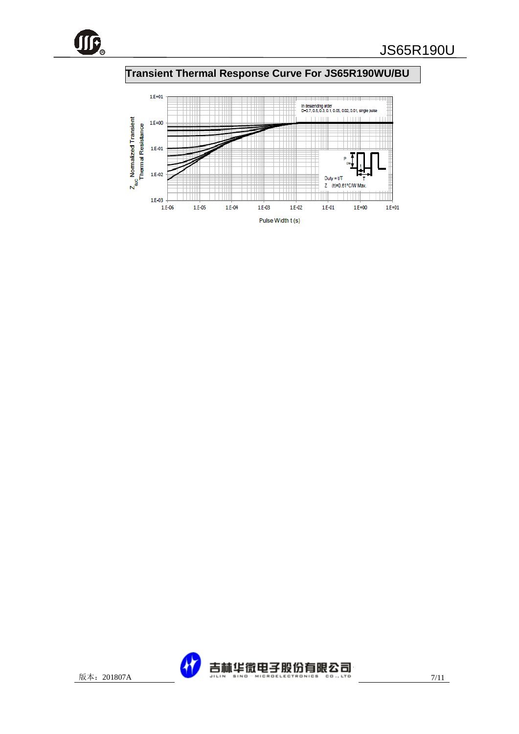## Transient Thermal Response Curve For JS65R190WU/BU

In descending order
D=0.7, 0.5, 0.3, 0.1, 0.05, 0.02, 0.01, single pulse

$Z_{\theta JC}$ Normalized Transient Thermal Resistance

1.E+01
1.E+00
1.E-01
1.E-02
1.E-03

1.E-06 1.E-05 1.E-04 1.E-03 1.E-02 1.E-01 1.E+00 1.E+01

Pulse Width t (s)

$P_{DM}$

t

T

Duty = t/T

$Z_{\theta JC}(t)$=0.81°C/W Max.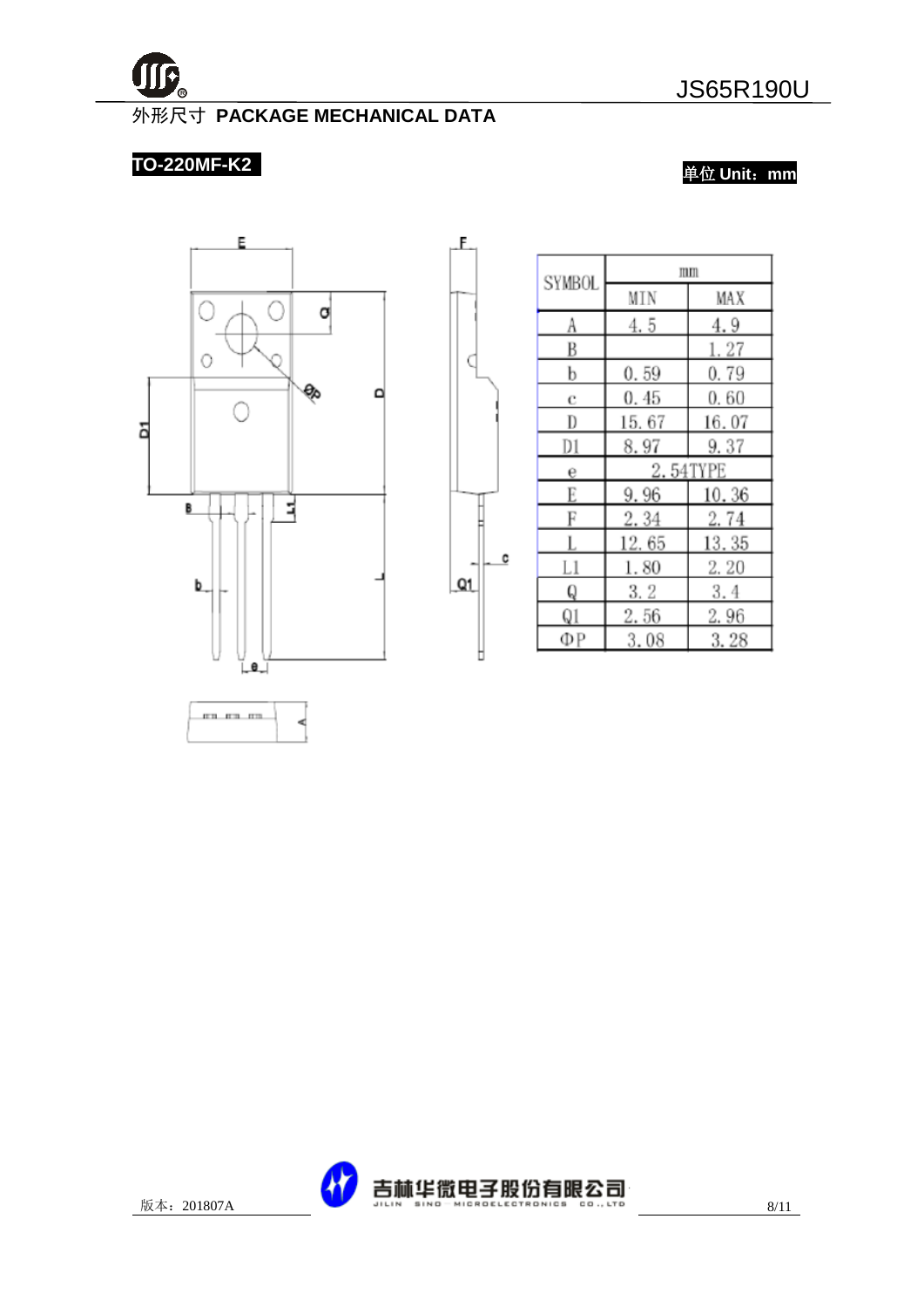## 外形尺寸 PACKAGE MECHANICAL DATA

**TO-220MF-K2**

**单位 Unit：mm**

| SYMBOL | mm | |
|---|---|---|
| | MIN | MAX |
| A | 4.5 | 4.9 |
| B | | 1.27 |
| b | 0.59 | 0.79 |
| c | 0.45 | 0.60 |
| D | 15.67 | 16.07 |
| D1 | 8.97 | 9.37 |
| e | 2.54TYPE | |
| E | 9.96 | 10.36 |
| F | 2.34 | 2.74 |
| L | 12.65 | 13.35 |
| L1 | 1.80 | 2.20 |
| Q | 3.2 | 3.4 |
| Q1 | 2.56 | 2.96 |
| ΦP | 3.08 | 3.28 |

版本：201807A

吉林华微电子股份有限公司 JILIN SINO MICROELECTRONICS CO., LTD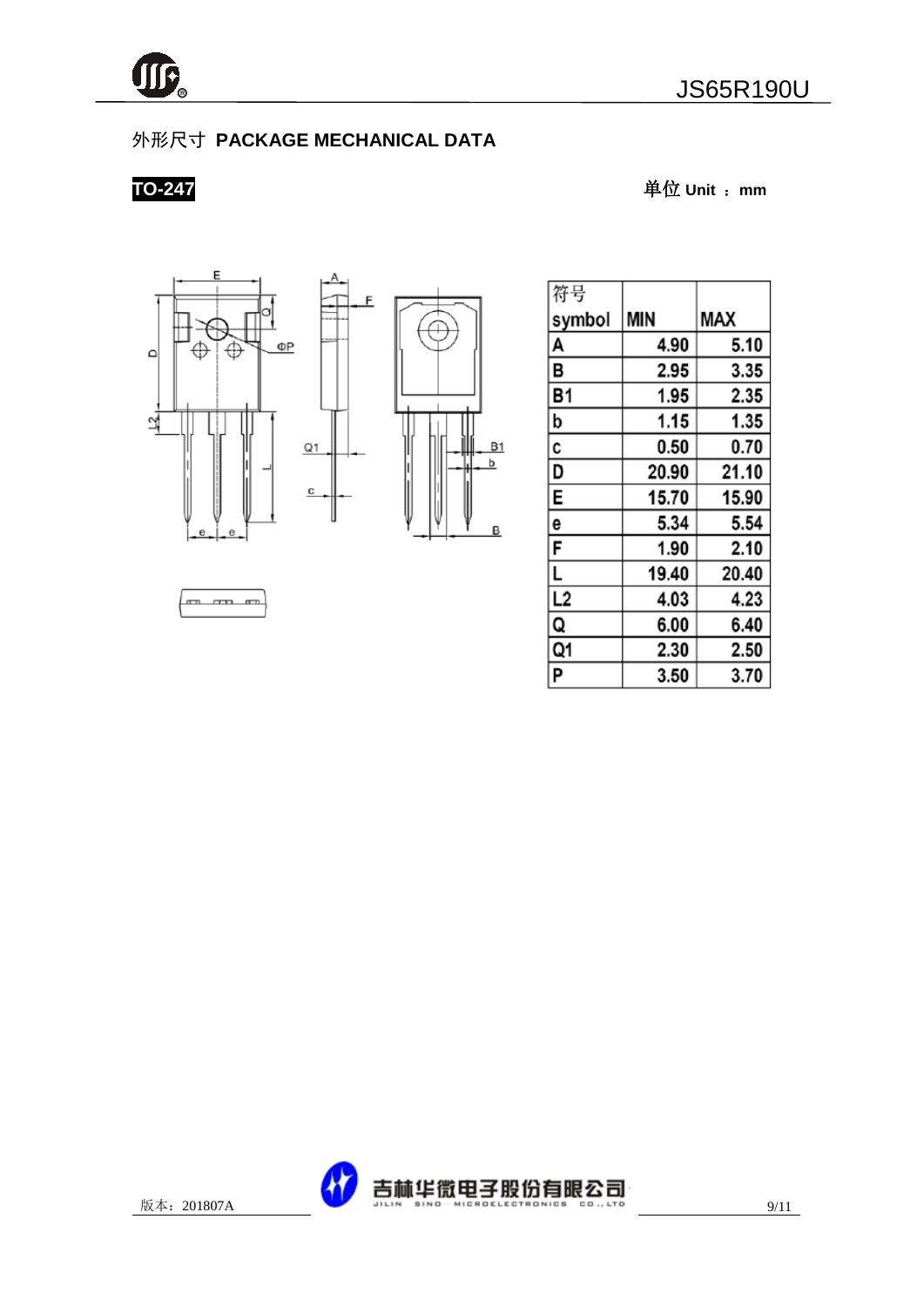## 外形尺寸 PACKAGE MECHANICAL DATA

**TO-247**

单位 **Unit ： mm**

| 符号 symbol | MIN | MAX |
|---|---|---|
| A | 4.90 | 5.10 |
| B | 2.95 | 3.35 |
| B1 | 1.95 | 2.35 |
| b | 1.15 | 1.35 |
| c | 0.50 | 0.70 |
| D | 20.90 | 21.10 |
| E | 15.70 | 15.90 |
| e | 5.34 | 5.54 |
| F | 1.90 | 2.10 |
| L | 19.40 | 20.40 |
| L2 | 4.03 | 4.23 |
| Q | 6.00 | 6.40 |
| Q1 | 2.30 | 2.50 |
| P | 3.50 | 3.70 |

版本：201807A

吉林华微电子股份有限公司
JILIN SINO MICROELECTRONICS CO.,LTD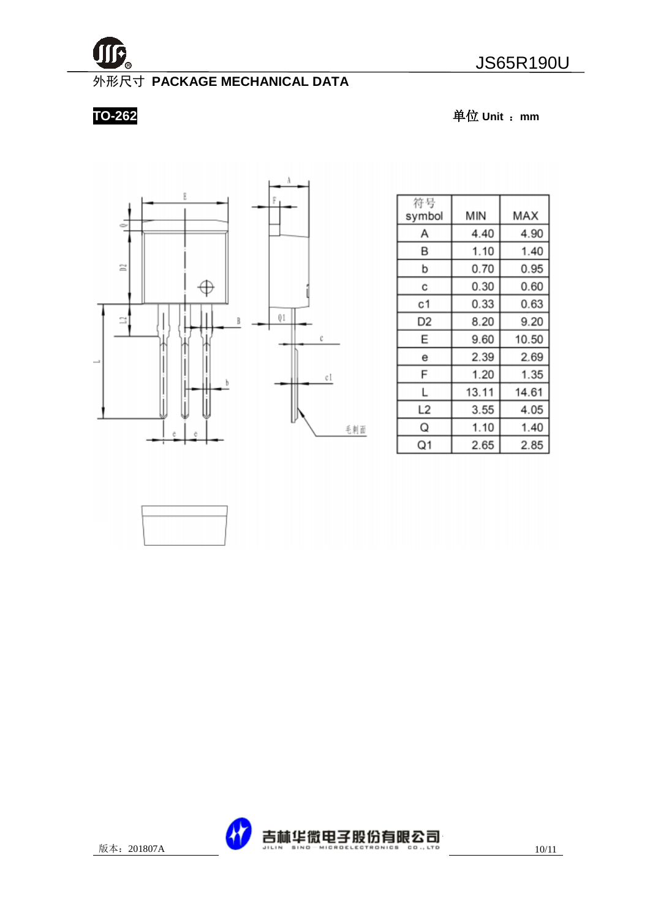## 外形尺寸 PACKAGE MECHANICAL DATA

**TO-262**

单位 Unit ：mm

| 符号 symbol | MIN | MAX |
|---|---|---|
| A | 4.40 | 4.90 |
| B | 1.10 | 1.40 |
| b | 0.70 | 0.95 |
| c | 0.30 | 0.60 |
| c1 | 0.33 | 0.63 |
| D2 | 8.20 | 9.20 |
| E | 9.60 | 10.50 |
| e | 2.39 | 2.69 |
| F | 1.20 | 1.35 |
| L | 13.11 | 14.61 |
| L2 | 3.55 | 4.05 |
| Q | 1.10 | 1.40 |
| Q1 | 2.65 | 2.85 |

版本：201807A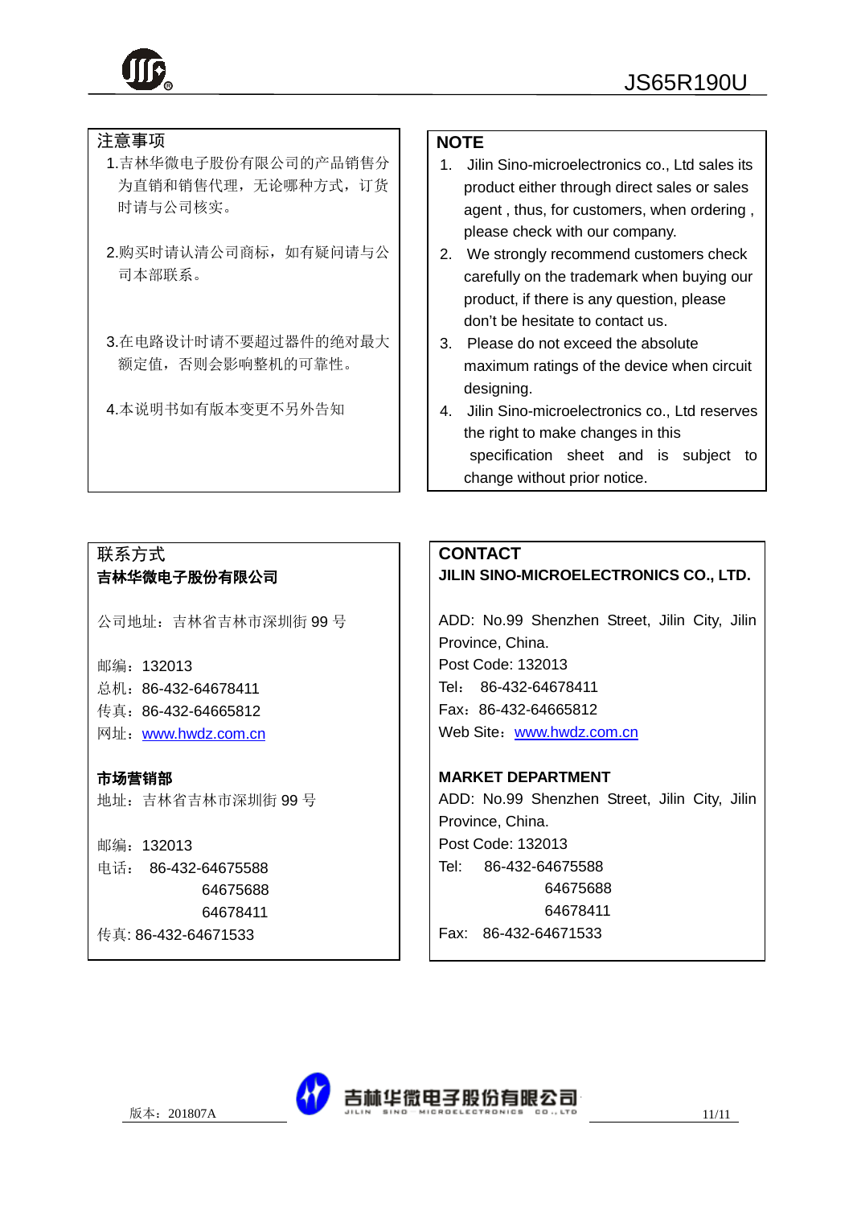## 注意事项

1.吉林华微电子股份有限公司的产品销售分为直销和销售代理，无论哪种方式，订货时请与公司核实。

2.购买时请认清公司商标，如有疑问请与公司本部联系。

3.在电路设计时请不要超过器件的绝对最大额定值，否则会影响整机的可靠性。

4.本说明书如有版本变更不另外告知

## NOTE

1. Jilin Sino-microelectronics co., Ltd sales its product either through direct sales or sales agent , thus, for customers, when ordering , please check with our company.
2. We strongly recommend customers check carefully on the trademark when buying our product, if there is any question, please don't be hesitate to contact us.
3. Please do not exceed the absolute maximum ratings of the device when circuit designing.
4. Jilin Sino-microelectronics co., Ltd reserves the right to make changes in this specification sheet and is subject to change without prior notice.

## 联系方式

**吉林华微电子股份有限公司**

公司地址：吉林省吉林市深圳街 99 号

邮编：132013
总机：86-432-64678411
传真：86-432-64665812
网址：www.hwdz.com.cn

**市场营销部**

地址：吉林省吉林市深圳街 99 号

邮编：132013
电话：86-432-64675588
64675688
64678411
传真: 86-432-64671533

## CONTACT

**JILIN SINO-MICROELECTRONICS CO., LTD.**

ADD: No.99 Shenzhen Street, Jilin City, Jilin Province, China.
Post Code: 132013
Tel： 86-432-64678411
Fax：86-432-64665812
Web Site：www.hwdz.com.cn

**MARKET DEPARTMENT**

ADD: No.99 Shenzhen Street, Jilin City, Jilin Province, China.
Post Code: 132013
Tel: 86-432-64675588
64675688
64678411
Fax: 86-432-64671533

版本：201807A